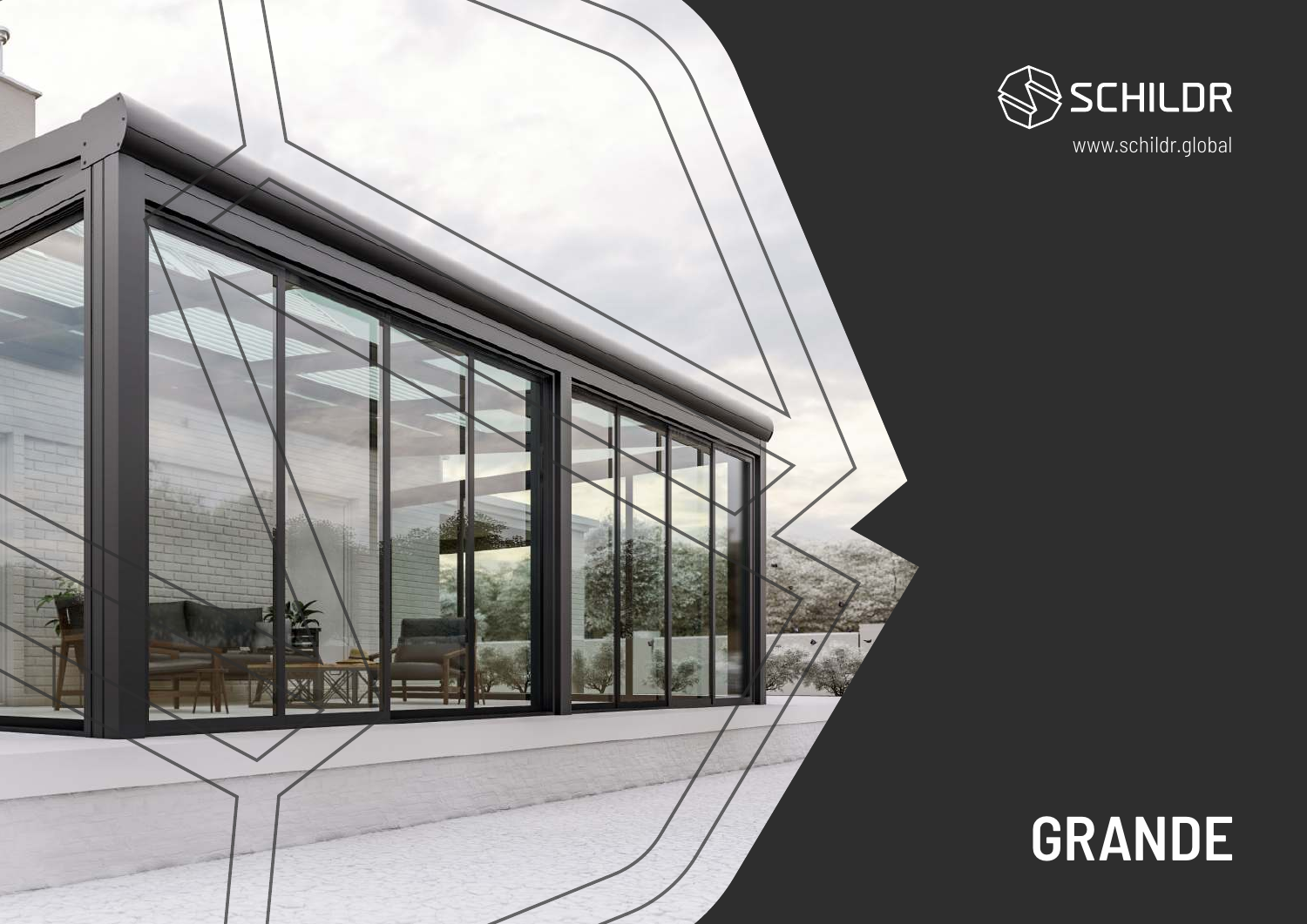SCHILDR

www.schildr.global

# GRANDE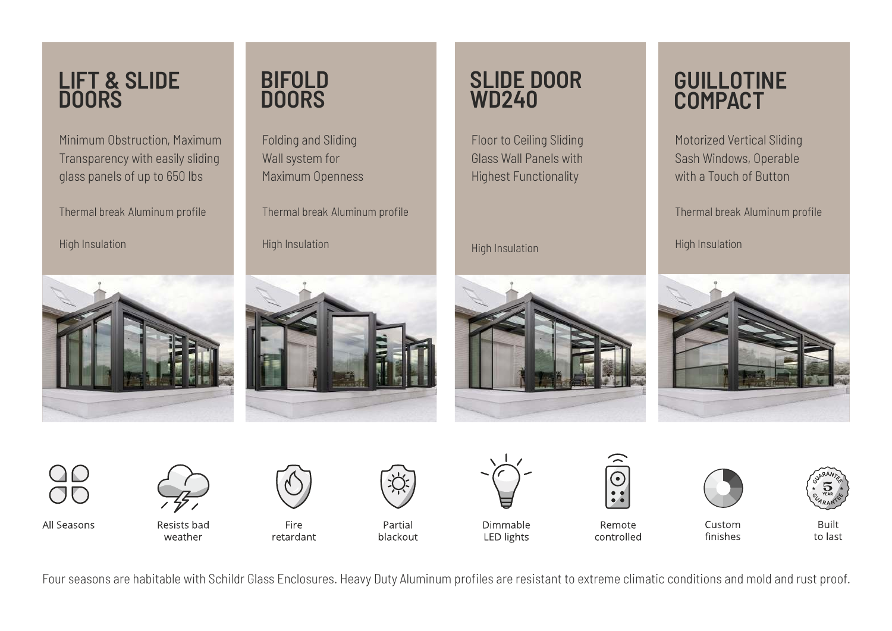## LIFT & SLIDE DOORS

Minimum Obstruction, Maximum Transparency with easily sliding glass panels of up to 650 lbs

Thermal break Aluminum profile

High Insulation

## BIFOLD DOORS

Folding and Sliding Wall system for Maximum Openness

Thermal break Aluminum profile

High Insulation

## SLIDE DOOR WD240

Floor to Ceiling Sliding Glass Wall Panels with Highest Functionality

High Insulation

## GUILLOTINE COMPACT

Motorized Vertical Sliding Sash Windows, Operable with a Touch of Button

Thermal break Aluminum profile

High Insulation

All Seasons

Resists bad weather

Fire retardant

Partial blackout

Dimmable LED lights

Remote controlled

Custom finishes

Built to last

Four seasons are habitable with Schildr Glass Enclosures. Heavy Duty Aluminum profiles are resistant to extreme climatic conditions and mold and rust proof.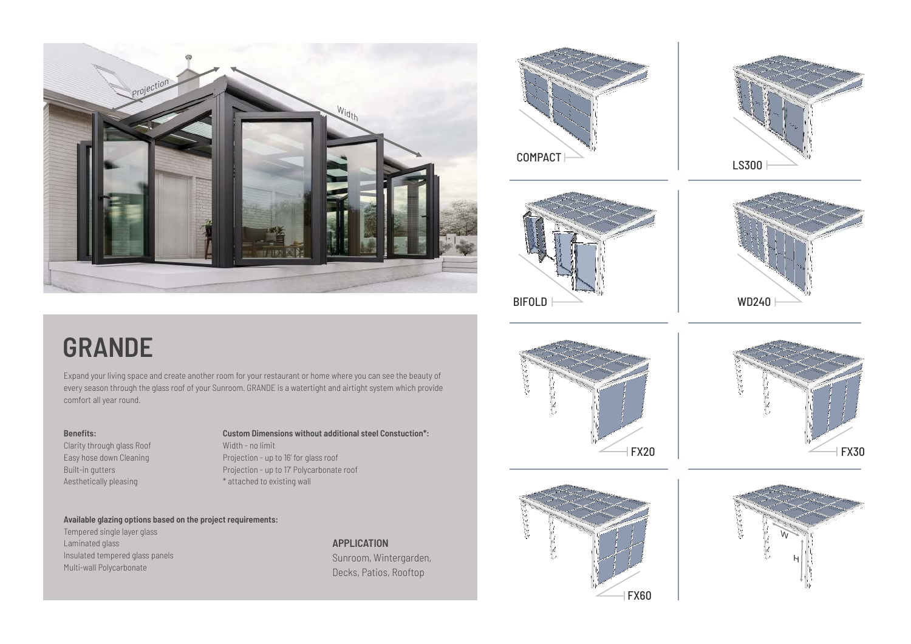# GRANDE

Expand your living space and create another room for your restaurant or home where you can see the beauty of every season through the glass roof of your Sunroom. GRANDE is a watertight and airtight system which provide comfort all year round.

**Benefits:**

Clarity through glass Roof
Easy hose down Cleaning
Built-in gutters
Aesthetically pleasing

**Custom Dimensions without additional steel Constuction*:**

Width - no limit
Projection - up to 16' for glass roof
Projection - up to 17' Polycarbonate roof
* attached to existing wall

**Available glazing options based on the project requirements:**

Tempered single layer glass
Laminated glass
Insulated tempered glass panels
Multi-wall Polycarbonate

**APPLICATION**

Sunroom, Wintergarden, Decks, Patios, Rooftop

COMPACT

LS300

BIFOLD

WD240

FX20

FX30

FX60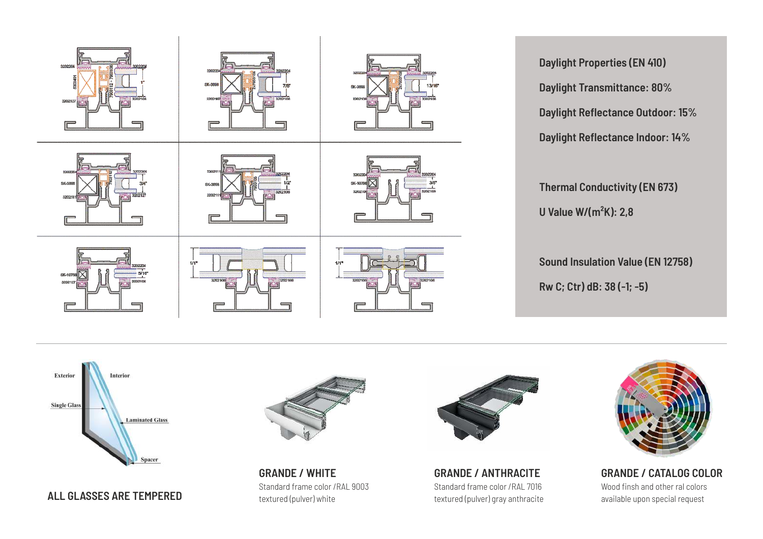**Daylight Properties (EN 410)**

**Daylight Transmittance: 80%**

**Daylight Reflectance Outdoor: 15%**

**Daylight Reflectance Indoor: 14%**

**Thermal Conductivity (EN 673)**

**U Value W/($m^2$K): 2,8**

**Sound Insulation Value (EN 12758)**

**Rw C; Ctr) dB: 38 (-1; -5)**

**ALL GLASSES ARE TEMPERED**

**GRANDE / WHITE**
Standard frame color / RAL 9003
textured (pulver) white

**GRANDE / ANTHRACITE**
Standard frame color / RAL 7016
textured (pulver) gray anthracite

**GRANDE / CATALOG COLOR**
Wood finsh and other ral colors
available upon special request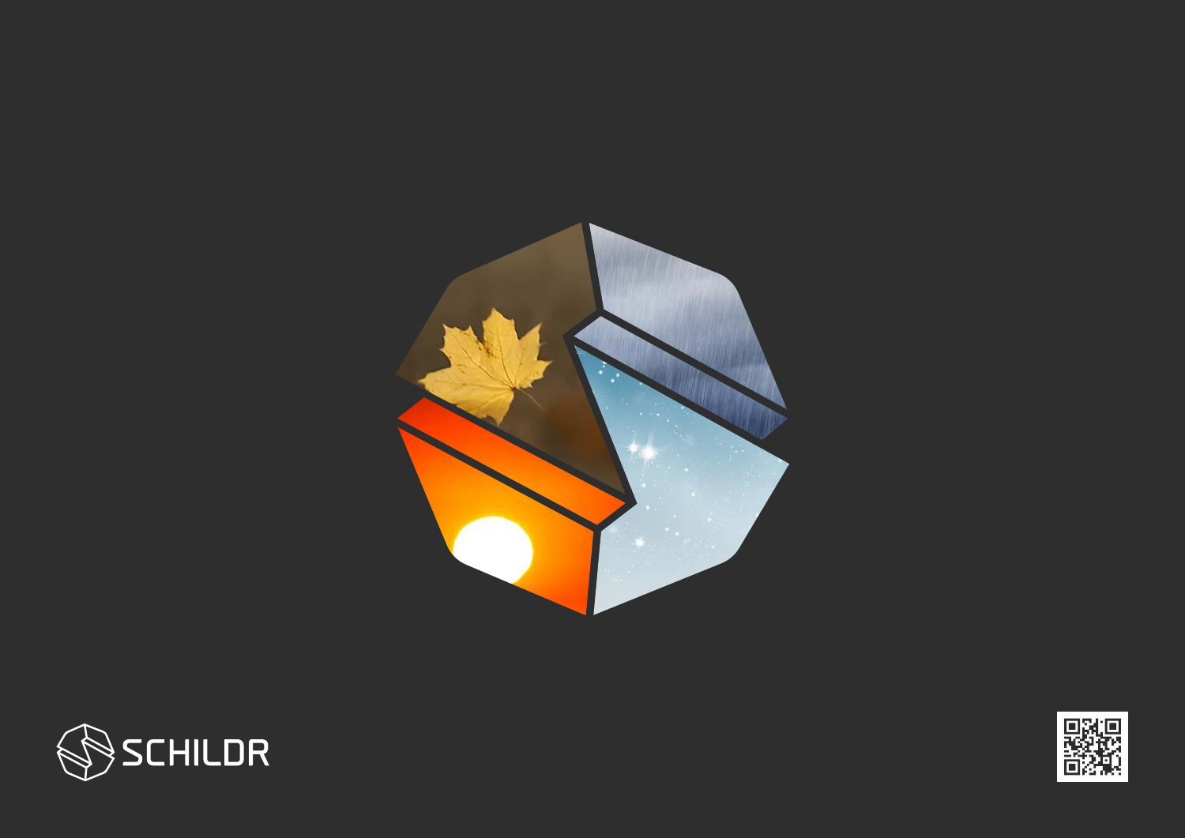SCHILDR